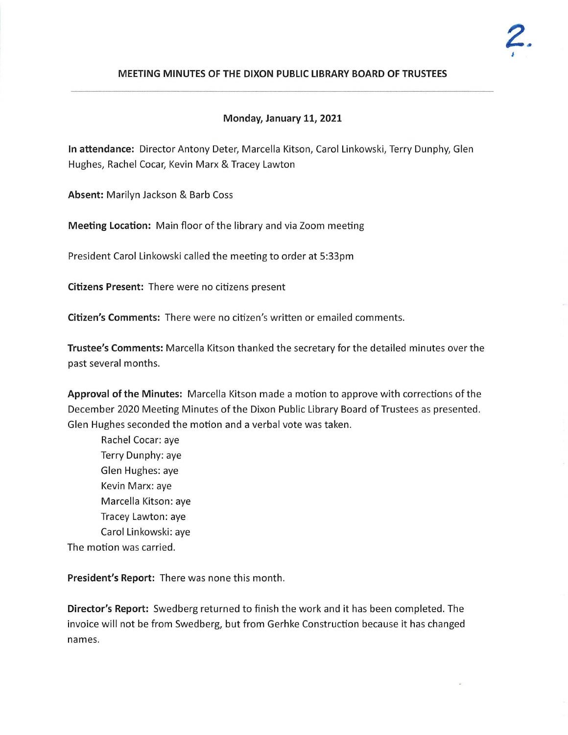2.

# MEETING MINUTES OF THE DIXON PUBLIC LIBRARY BOARD OF TRUSTEES

**Monday, January 11, 2021**

**In attendance:** Director Antony Deter, Marcella Kitson, Carol Linkowski, Terry Dunphy, Glen Hughes, Rachel Cocar, Kevin Marx & Tracey Lawton

**Absent:** Marilyn Jackson & Barb Coss

**Meeting Location:** Main floor of the library and via Zoom meeting

President Carol Linkowski called the meeting to order at 5:33pm

**Citizens Present:** There were no citizens present

**Citizen's Comments:** There were no citizen's written or emailed comments.

**Trustee's Comments:** Marcella Kitson thanked the secretary for the detailed minutes over the past several months.

**Approval of the Minutes:** Marcella Kitson made a motion to approve with corrections of the December 2020 Meeting Minutes of the Dixon Public Library Board of Trustees as presented. Glen Hughes seconded the motion and a verbal vote was taken.

Rachel Cocar: aye
Terry Dunphy: aye
Glen Hughes: aye
Kevin Marx: aye
Marcella Kitson: aye
Tracey Lawton: aye
Carol Linkowski: aye

The motion was carried.

**President's Report:** There was none this month.

**Director's Report:** Swedberg returned to finish the work and it has been completed. The invoice will not be from Swedberg, but from Gerhke Construction because it has changed names.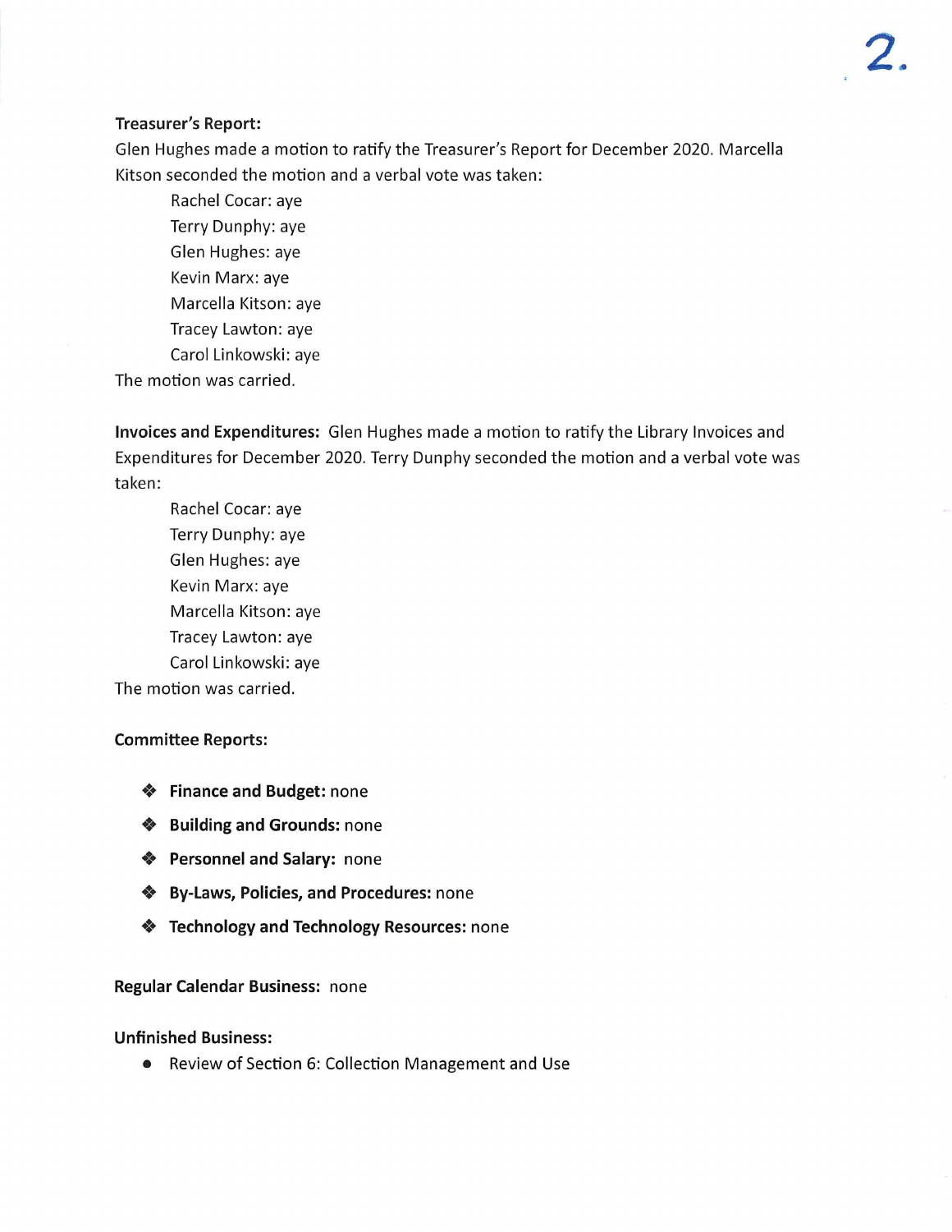**Treasurer's Report:**

Glen Hughes made a motion to ratify the Treasurer's Report for December 2020. Marcella Kitson seconded the motion and a verbal vote was taken:

Rachel Cocar: aye
Terry Dunphy: aye
Glen Hughes: aye
Kevin Marx: aye
Marcella Kitson: aye
Tracey Lawton: aye
Carol Linkowski: aye

The motion was carried.

**Invoices and Expenditures:** Glen Hughes made a motion to ratify the Library Invoices and Expenditures for December 2020. Terry Dunphy seconded the motion and a verbal vote was taken:

Rachel Cocar: aye
Terry Dunphy: aye
Glen Hughes: aye
Kevin Marx: aye
Marcella Kitson: aye
Tracey Lawton: aye
Carol Linkowski: aye

The motion was carried.

**Committee Reports:**

- **Finance and Budget:** none
- **Building and Grounds:** none
- **Personnel and Salary:** none
- **By-Laws, Policies, and Procedures:** none
- **Technology and Technology Resources:** none

**Regular Calendar Business:** none

**Unfinished Business:**

- Review of Section 6: Collection Management and Use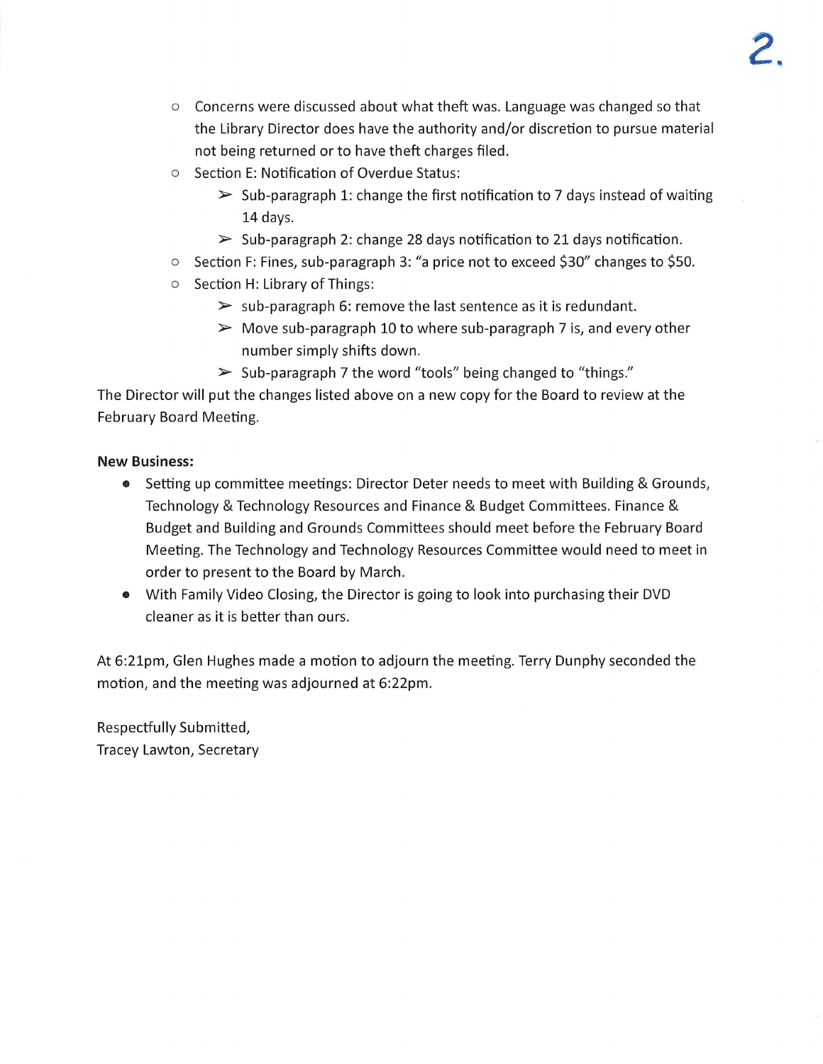- Concerns were discussed about what theft was. Language was changed so that the Library Director does have the authority and/or discretion to pursue material not being returned or to have theft charges filed.
- Section E: Notification of Overdue Status:
  - Sub-paragraph 1: change the first notification to 7 days instead of waiting 14 days.
  - Sub-paragraph 2: change 28 days notification to 21 days notification.
- Section F: Fines, sub-paragraph 3: "a price not to exceed $30" changes to $50.
- Section H: Library of Things:
  - sub-paragraph 6: remove the last sentence as it is redundant.
  - Move sub-paragraph 10 to where sub-paragraph 7 is, and every other number simply shifts down.
  - Sub-paragraph 7 the word "tools" being changed to "things."

The Director will put the changes listed above on a new copy for the Board to review at the February Board Meeting.

**New Business:**

- Setting up committee meetings: Director Deter needs to meet with Building & Grounds, Technology & Technology Resources and Finance & Budget Committees. Finance & Budget and Building and Grounds Committees should meet before the February Board Meeting. The Technology and Technology Resources Committee would need to meet in order to present to the Board by March.
- With Family Video Closing, the Director is going to look into purchasing their DVD cleaner as it is better than ours.

At 6:21pm, Glen Hughes made a motion to adjourn the meeting. Terry Dunphy seconded the motion, and the meeting was adjourned at 6:22pm.

Respectfully Submitted,
Tracey Lawton, Secretary